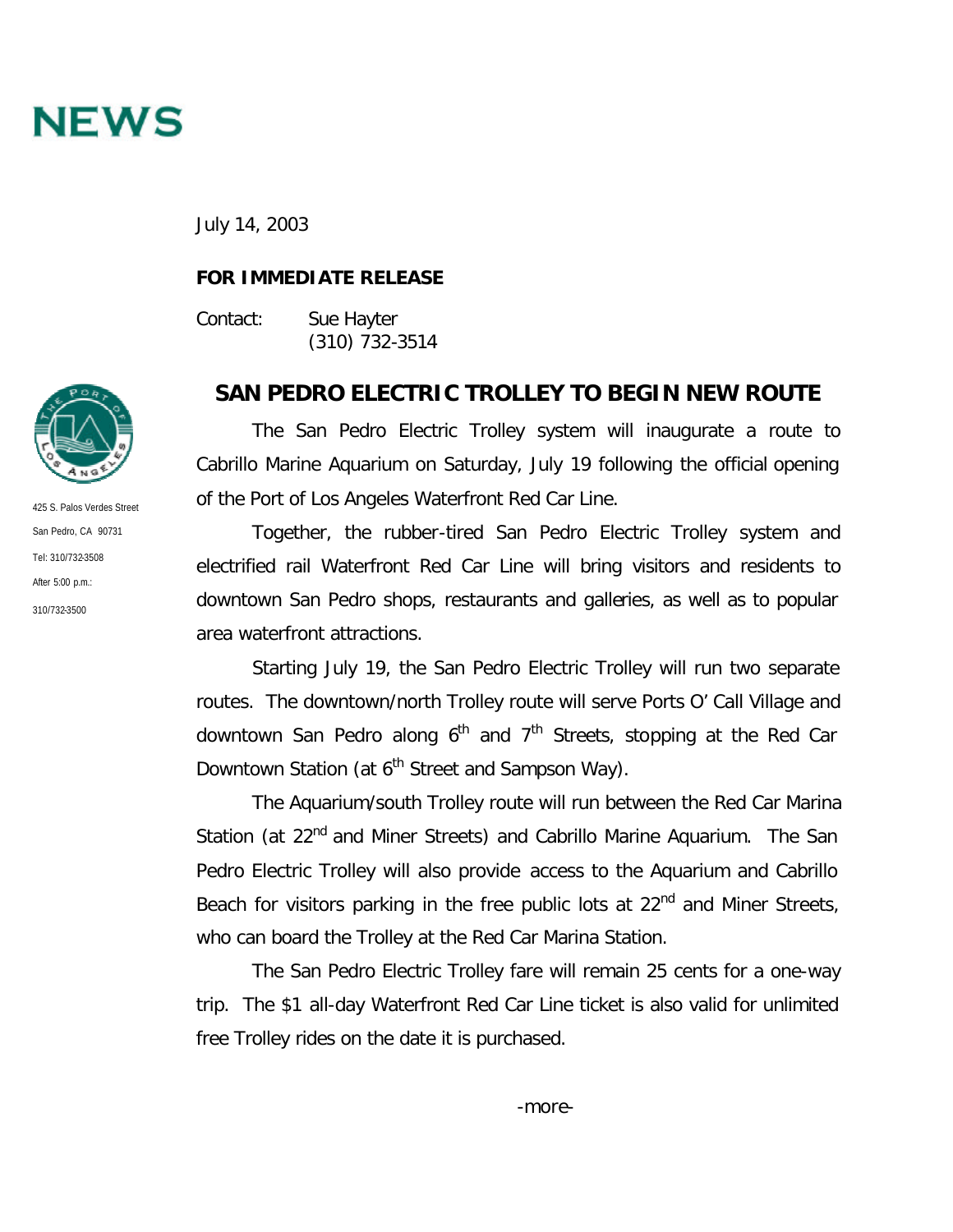# NEWS

425 S. Palos Verdes Street

San Pedro, CA 90731

Tel: 310/732-3508

After 5:00 p.m.:

310/732-3500

July 14, 2003

**FOR IMMEDIATE RELEASE**

Contact: Sue Hayter
(310) 732-3514

## SAN PEDRO ELECTRIC TROLLEY TO BEGIN NEW ROUTE

The San Pedro Electric Trolley system will inaugurate a route to Cabrillo Marine Aquarium on Saturday, July 19 following the official opening of the Port of Los Angeles Waterfront Red Car Line.

Together, the rubber-tired San Pedro Electric Trolley system and electrified rail Waterfront Red Car Line will bring visitors and residents to downtown San Pedro shops, restaurants and galleries, as well as to popular area waterfront attractions.

Starting July 19, the San Pedro Electric Trolley will run two separate routes. The downtown/north Trolley route will serve Ports O' Call Village and downtown San Pedro along 6th and 7th Streets, stopping at the Red Car Downtown Station (at 6th Street and Sampson Way).

The Aquarium/south Trolley route will run between the Red Car Marina Station (at 22nd and Miner Streets) and Cabrillo Marine Aquarium. The San Pedro Electric Trolley will also provide access to the Aquarium and Cabrillo Beach for visitors parking in the free public lots at 22nd and Miner Streets, who can board the Trolley at the Red Car Marina Station.

The San Pedro Electric Trolley fare will remain 25 cents for a one-way trip. The $1 all-day Waterfront Red Car Line ticket is also valid for unlimited free Trolley rides on the date it is purchased.

-more-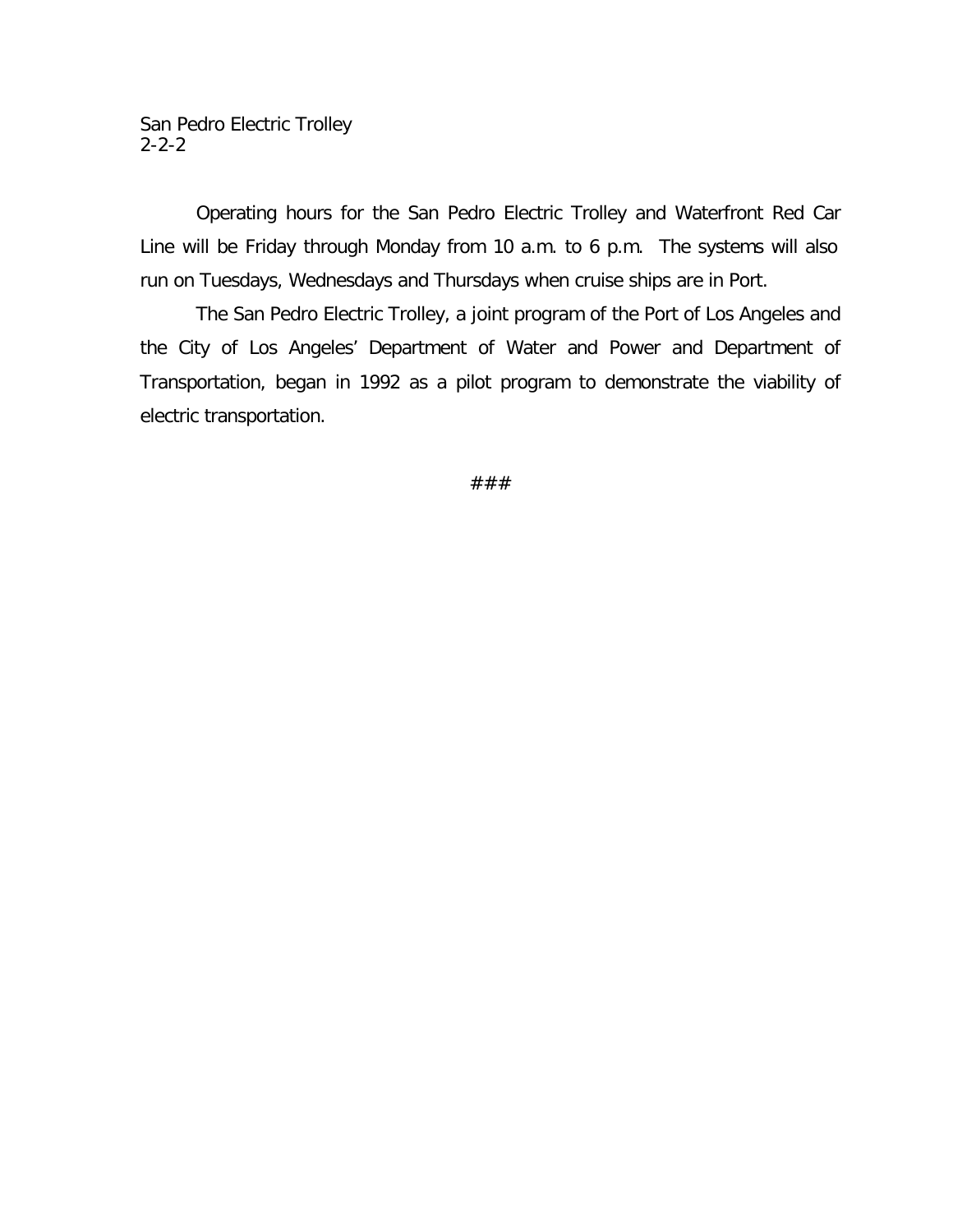Operating hours for the San Pedro Electric Trolley and Waterfront Red Car Line will be Friday through Monday from 10 a.m. to 6 p.m. The systems will also run on Tuesdays, Wednesdays and Thursdays when cruise ships are in Port.

The San Pedro Electric Trolley, a joint program of the Port of Los Angeles and the City of Los Angeles' Department of Water and Power and Department of Transportation, began in 1992 as a pilot program to demonstrate the viability of electric transportation.

###